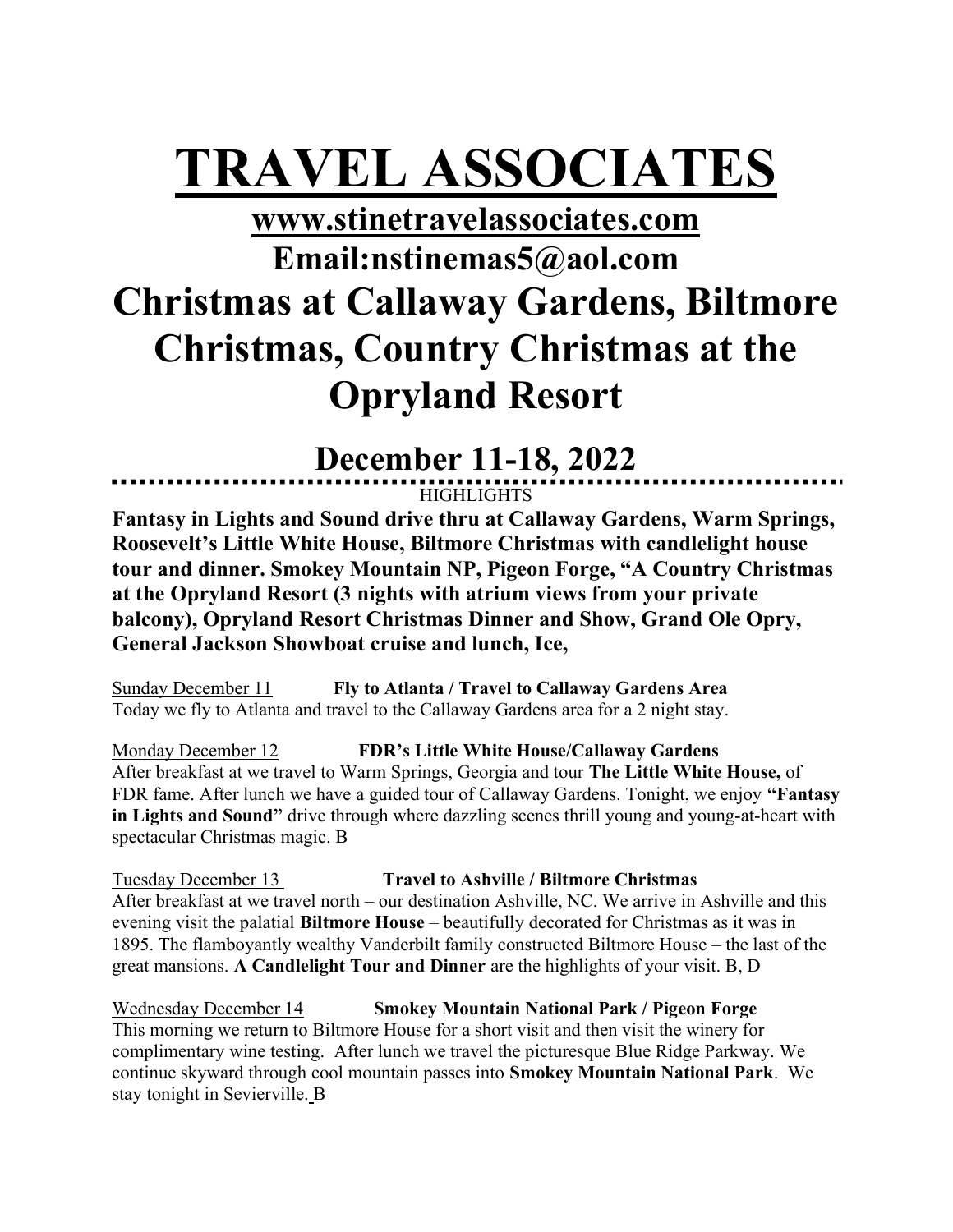# TRAVEL ASSOCIATES

## www.stinetravelassociates.com

## Email:nstinemas5@aol.com

# Christmas at Callaway Gardens, Biltmore Christmas, Country Christmas at the Opryland Resort

## December 11-18, 2022

HIGHLIGHTS

**Fantasy in Lights and Sound drive thru at Callaway Gardens, Warm Springs, Roosevelt's Little White House, Biltmore Christmas with candlelight house tour and dinner. Smokey Mountain NP, Pigeon Forge, "A Country Christmas at the Opryland Resort (3 nights with atrium views from your private balcony), Opryland Resort Christmas Dinner and Show, Grand Ole Opry, General Jackson Showboat cruise and lunch, Ice,**

Sunday December 11 **Fly to Atlanta / Travel to Callaway Gardens Area**
Today we fly to Atlanta and travel to the Callaway Gardens area for a 2 night stay.

Monday December 12 **FDR's Little White House/Callaway Gardens**
After breakfast at we travel to Warm Springs, Georgia and tour **The Little White House,** of FDR fame. After lunch we have a guided tour of Callaway Gardens. Tonight, we enjoy **"Fantasy in Lights and Sound"** drive through where dazzling scenes thrill young and young-at-heart with spectacular Christmas magic. B

Tuesday December 13 **Travel to Ashville / Biltmore Christmas**
After breakfast at we travel north – our destination Ashville, NC. We arrive in Ashville and this evening visit the palatial **Biltmore House** – beautifully decorated for Christmas as it was in 1895. The flamboyantly wealthy Vanderbilt family constructed Biltmore House – the last of the great mansions. **A Candlelight Tour and Dinner** are the highlights of your visit. B, D

Wednesday December 14 **Smokey Mountain National Park / Pigeon Forge**
This morning we return to Biltmore House for a short visit and then visit the winery for complimentary wine testing. After lunch we travel the picturesque Blue Ridge Parkway. We continue skyward through cool mountain passes into **Smokey Mountain National Park**. We stay tonight in Sevierville. B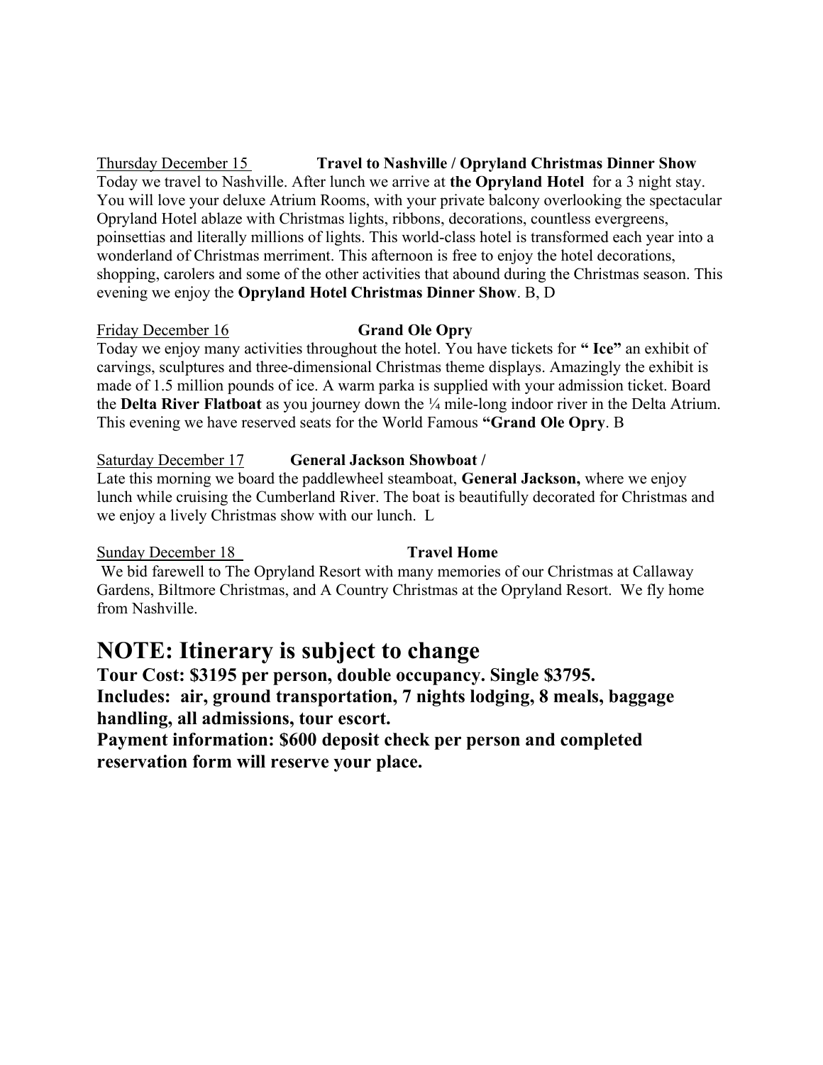Thursday December 15 **Travel to Nashville / Opryland Christmas Dinner Show**

Today we travel to Nashville. After lunch we arrive at **the Opryland Hotel** for a 3 night stay. You will love your deluxe Atrium Rooms, with your private balcony overlooking the spectacular Opryland Hotel ablaze with Christmas lights, ribbons, decorations, countless evergreens, poinsettias and literally millions of lights. This world-class hotel is transformed each year into a wonderland of Christmas merriment. This afternoon is free to enjoy the hotel decorations, shopping, carolers and some of the other activities that abound during the Christmas season. This evening we enjoy the **Opryland Hotel Christmas Dinner Show**. B, D

Friday December 16 **Grand Ole Opry**

Today we enjoy many activities throughout the hotel. You have tickets for **" Ice"** an exhibit of carvings, sculptures and three-dimensional Christmas theme displays. Amazingly the exhibit is made of 1.5 million pounds of ice. A warm parka is supplied with your admission ticket. Board the **Delta River Flatboat** as you journey down the ¼ mile-long indoor river in the Delta Atrium. This evening we have reserved seats for the World Famous **"Grand Ole Opry**. B

Saturday December 17 **General Jackson Showboat /**

Late this morning we board the paddlewheel steamboat, **General Jackson,** where we enjoy lunch while cruising the Cumberland River. The boat is beautifully decorated for Christmas and we enjoy a lively Christmas show with our lunch. L

Sunday December 18 **Travel Home**

We bid farewell to The Opryland Resort with many memories of our Christmas at Callaway Gardens, Biltmore Christmas, and A Country Christmas at the Opryland Resort. We fly home from Nashville.

# NOTE: Itinerary is subject to change

**Tour Cost: $3195 per person, double occupancy. Single $3795.**
**Includes: air, ground transportation, 7 nights lodging, 8 meals, baggage handling, all admissions, tour escort.**
**Payment information: $600 deposit check per person and completed reservation form will reserve your place.**